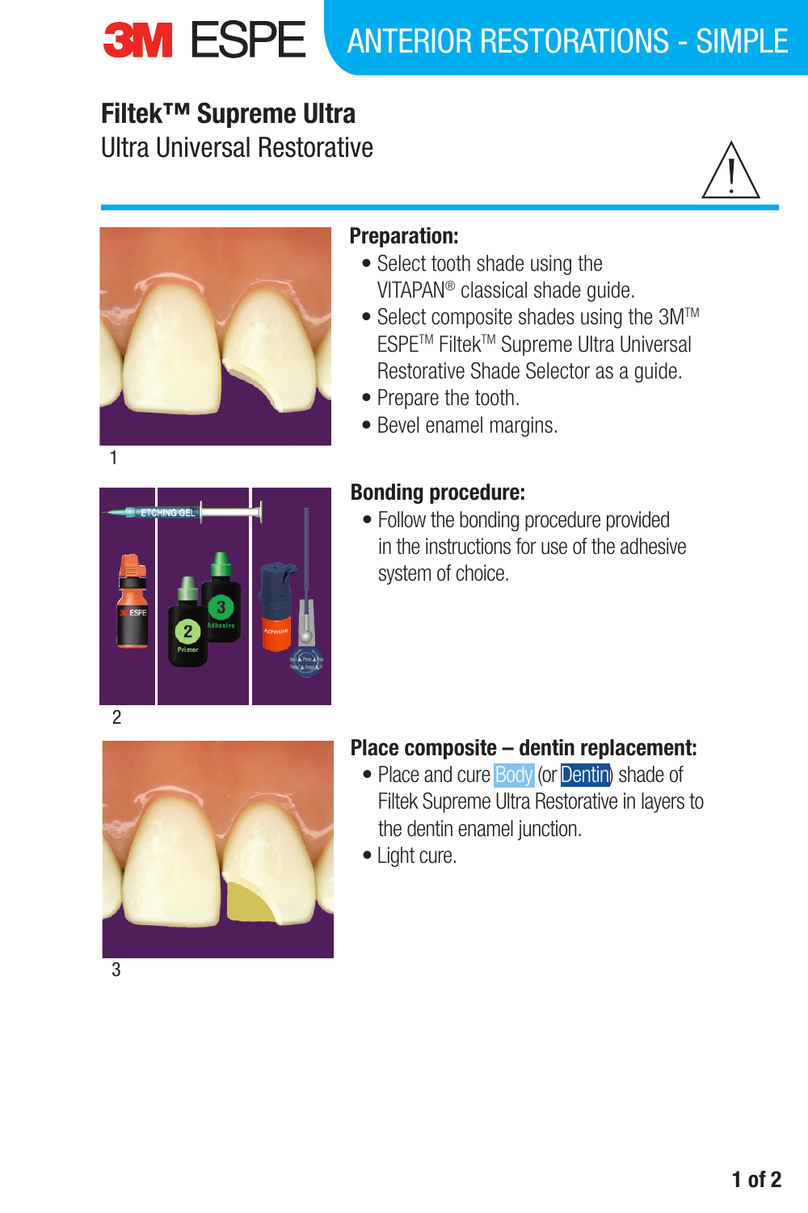# ANTERIOR RESTORATIONS - SIMPLE

## Filtek™ Supreme Ultra

Ultra Universal Restorative

1

### Preparation:

- Select tooth shade using the VITAPAN® classical shade guide.
- Select composite shades using the 3M™ ESPE™ Filtek™ Supreme Ultra Universal Restorative Shade Selector as a guide.
- Prepare the tooth.
- Bevel enamel margins.

2

### Bonding procedure:

- Follow the bonding procedure provided in the instructions for use of the adhesive system of choice.

3

### Place composite – dentin replacement:

- Place and cure Body (or Dentin) shade of Filtek Supreme Ultra Restorative in layers to the dentin enamel junction.
- Light cure.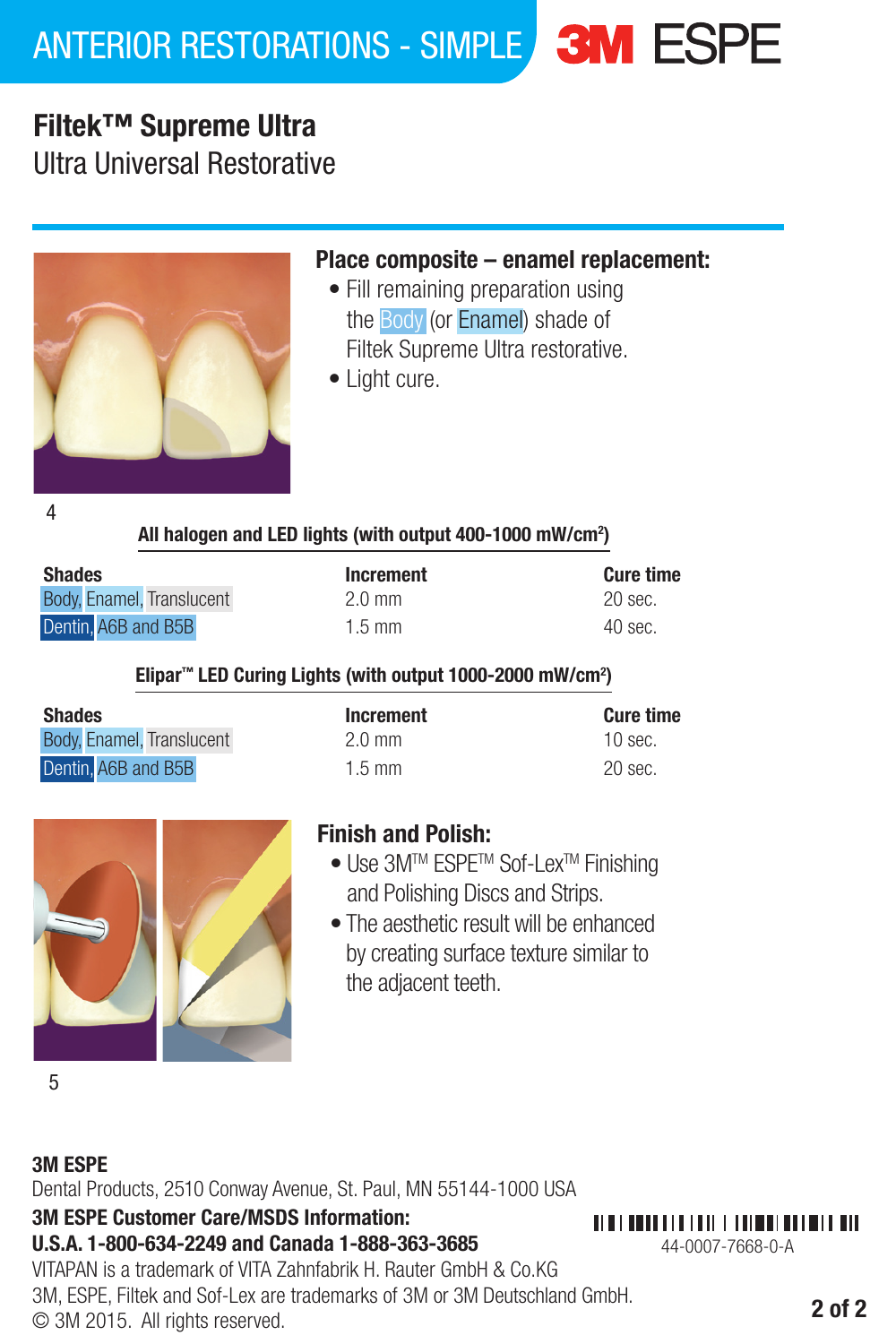# ANTERIOR RESTORATIONS - SIMPLE

3M ESPE

## Filtek™ Supreme Ultra

Ultra Universal Restorative

4

### Place composite – enamel replacement:

- Fill remaining preparation using the Body (or Enamel) shade of Filtek Supreme Ultra restorative.
- Light cure.

**All halogen and LED lights (with output 400-1000 mW/cm²)**

| Shades | Increment | Cure time |
|---|---|---|
| Body, Enamel, Translucent | 2.0 mm | 20 sec. |
| Dentin, A6B and B5B | 1.5 mm | 40 sec. |

**Elipar™ LED Curing Lights (with output 1000-2000 mW/cm²)**

| Shades | Increment | Cure time |
|---|---|---|
| Body, Enamel, Translucent | 2.0 mm | 10 sec. |
| Dentin, A6B and B5B | 1.5 mm | 20 sec. |

5

### Finish and Polish:

- Use 3M™ ESPE™ Sof-Lex™ Finishing and Polishing Discs and Strips.
- The aesthetic result will be enhanced by creating surface texture similar to the adjacent teeth.

**3M ESPE**
Dental Products, 2510 Conway Avenue, St. Paul, MN 55144-1000 USA
**3M ESPE Customer Care/MSDS Information:**
**U.S.A. 1-800-634-2249 and Canada 1-888-363-3685**
VITAPAN is a trademark of VITA Zahnfabrik H. Rauter GmbH & Co.KG
3M, ESPE, Filtek and Sof-Lex are trademarks of 3M or 3M Deutschland GmbH.
© 3M 2015. All rights reserved.

44-0007-7668-0-A